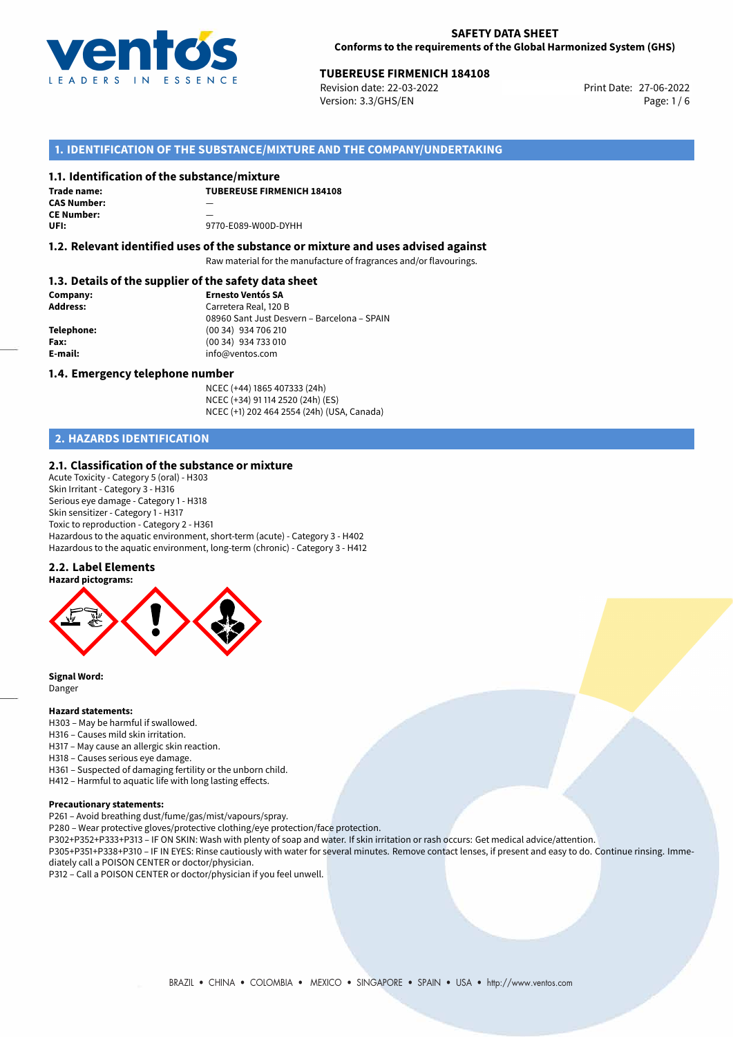**SAFETY DATA SHEET**
**Conforms to the requirements of the Global Harmonized System (GHS)**

**TUBEREUSE FIRMENICH 184108**
Revision date: 22-03-2022
Version: 3.3/GHS/EN
Print Date: 27-06-2022

## 1. IDENTIFICATION OF THE SUBSTANCE/MIXTURE AND THE COMPANY/UNDERTAKING

### 1.1. Identification of the substance/mixture

**Trade name:** **TUBEREUSE FIRMENICH 184108**
**CAS Number:** —
**CE Number:** —
**UFI:** 9770-E089-W00D-DYHH

### 1.2. Relevant identified uses of the substance or mixture and uses advised against

Raw material for the manufacture of fragrances and/or flavourings.

### 1.3. Details of the supplier of the safety data sheet

**Company:** **Ernesto Ventós SA**
**Address:** Carretera Real, 120 B
08960 Sant Just Desvern – Barcelona – SPAIN
**Telephone:** (00 34) 934 706 210
**Fax:** (00 34) 934 733 010
**E-mail:** info@ventos.com

### 1.4. Emergency telephone number

NCEC (+44) 1865 407333 (24h)
NCEC (+34) 91 114 2520 (24h) (ES)
NCEC (+1) 202 464 2554 (24h) (USA, Canada)

## 2. HAZARDS IDENTIFICATION

### 2.1. Classification of the substance or mixture

Acute Toxicity - Category 5 (oral) - H303
Skin Irritant - Category 3 - H316
Serious eye damage - Category 1 - H318
Skin sensitizer - Category 1 - H317
Toxic to reproduction - Category 2 - H361
Hazardous to the aquatic environment, short-term (acute) - Category 3 - H402
Hazardous to the aquatic environment, long-term (chronic) - Category 3 - H412

### 2.2. Label Elements

**Hazard pictograms:**

**Signal Word:**
Danger

**Hazard statements:**
H303 – May be harmful if swallowed.
H316 – Causes mild skin irritation.
H317 – May cause an allergic skin reaction.
H318 – Causes serious eye damage.
H361 – Suspected of damaging fertility or the unborn child.
H412 – Harmful to aquatic life with long lasting effects.

**Precautionary statements:**
P261 – Avoid breathing dust/fume/gas/mist/vapours/spray.
P280 – Wear protective gloves/protective clothing/eye protection/face protection.
P302+P352+P333+P313 – IF ON SKIN: Wash with plenty of soap and water. If skin irritation or rash occurs: Get medical advice/attention.
P305+P351+P338+P310 – IF IN EYES: Rinse cautiously with water for several minutes. Remove contact lenses, if present and easy to do. Continue rinsing. Immediately call a POISON CENTER or doctor/physician.
P312 – Call a POISON CENTER or doctor/physician if you feel unwell.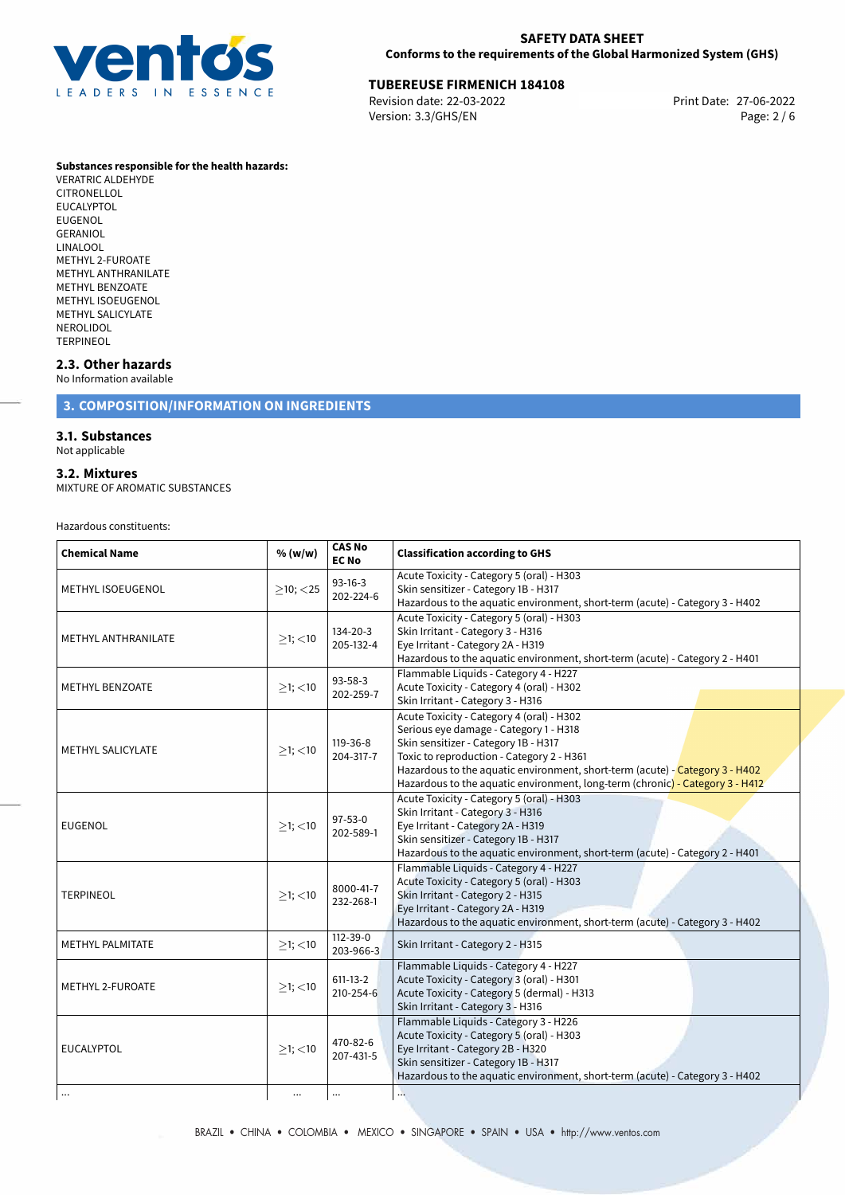**Substances responsible for the health hazards:**
VERATRIC ALDEHYDE
CITRONELLOL
EUCALYPTOL
EUGENOL
GERANIOL
LINALOOL
METHYL 2-FUROATE
METHYL ANTHRANILATE
METHYL BENZOATE
METHYL ISOEUGENOL
METHYL SALICYLATE
NEROLIDOL
TERPINEOL

## 2.3. Other hazards

No Information available

# 3. COMPOSITION/INFORMATION ON INGREDIENTS

## 3.1. Substances

Not applicable

## 3.2. Mixtures

MIXTURE OF AROMATIC SUBSTANCES

Hazardous constituents:

| Chemical Name | % (w/w) | CAS No<br>EC No | Classification according to GHS |
|---|---|---|---|
| METHYL ISOEUGENOL | $\geq$10; $<$25 | 93-16-3<br>202-224-6 | Acute Toxicity - Category 5 (oral) - H303<br>Skin sensitizer - Category 1B - H317<br>Hazardous to the aquatic environment, short-term (acute) - Category 3 - H402 |
| METHYL ANTHRANILATE | $\geq$1; $<$10 | 134-20-3<br>205-132-4 | Acute Toxicity - Category 5 (oral) - H303<br>Skin Irritant - Category 3 - H316<br>Eye Irritant - Category 2A - H319<br>Hazardous to the aquatic environment, short-term (acute) - Category 2 - H401 |
| METHYL BENZOATE | $\geq$1; $<$10 | 93-58-3<br>202-259-7 | Flammable Liquids - Category 4 - H227<br>Acute Toxicity - Category 4 (oral) - H302<br>Skin Irritant - Category 3 - H316 |
| METHYL SALICYLATE | $\geq$1; $<$10 | 119-36-8<br>204-317-7 | Acute Toxicity - Category 4 (oral) - H302<br>Serious eye damage - Category 1 - H318<br>Skin sensitizer - Category 1B - H317<br>Toxic to reproduction - Category 2 - H361<br>Hazardous to the aquatic environment, short-term (acute) - Category 3 - H402<br>Hazardous to the aquatic environment, long-term (chronic) - Category 3 - H412 |
| EUGENOL | $\geq$1; $<$10 | 97-53-0<br>202-589-1 | Acute Toxicity - Category 5 (oral) - H303<br>Skin Irritant - Category 3 - H316<br>Eye Irritant - Category 2A - H319<br>Skin sensitizer - Category 1B - H317<br>Hazardous to the aquatic environment, short-term (acute) - Category 2 - H401 |
| TERPINEOL | $\geq$1; $<$10 | 8000-41-7<br>232-268-1 | Flammable Liquids - Category 4 - H227<br>Acute Toxicity - Category 5 (oral) - H303<br>Skin Irritant - Category 2 - H315<br>Eye Irritant - Category 2A - H319<br>Hazardous to the aquatic environment, short-term (acute) - Category 3 - H402 |
| METHYL PALMITATE | $\geq$1; $<$10 | 112-39-0<br>203-966-3 | Skin Irritant - Category 2 - H315 |
| METHYL 2-FUROATE | $\geq$1; $<$10 | 611-13-2<br>210-254-6 | Flammable Liquids - Category 4 - H227<br>Acute Toxicity - Category 3 (oral) - H301<br>Acute Toxicity - Category 5 (dermal) - H313<br>Skin Irritant - Category 3 - H316 |
| EUCALYPTOL | $\geq$1; $<$10 | 470-82-6<br>207-431-5 | Flammable Liquids - Category 3 - H226<br>Acute Toxicity - Category 5 (oral) - H303<br>Eye Irritant - Category 2B - H320<br>Skin sensitizer - Category 1B - H317<br>Hazardous to the aquatic environment, short-term (acute) - Category 3 - H402 |
| ... | ... | ... | ... |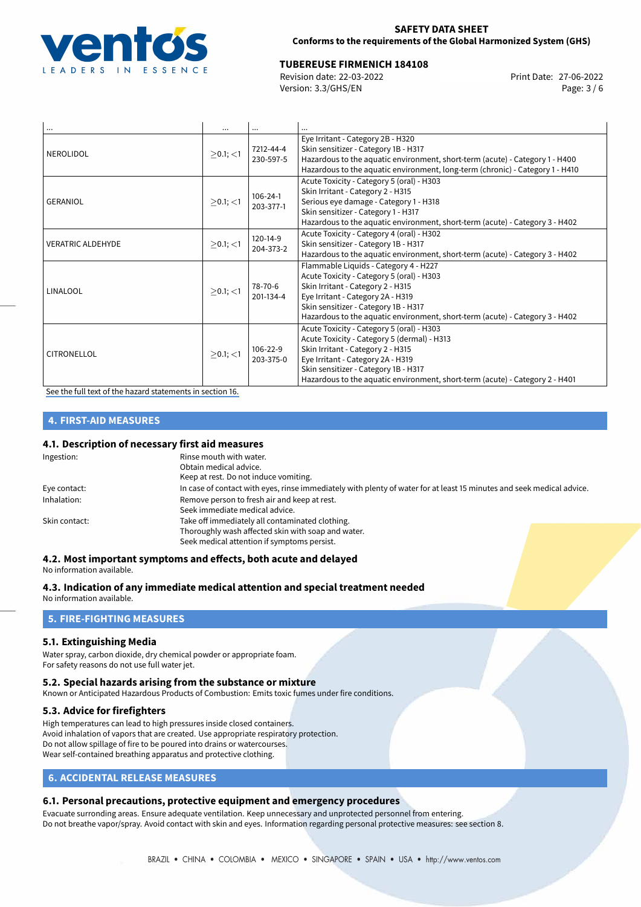| ... | ... | ... | ... |
|---|---|---|---|
| NEROLIDOL | $\geq$0.1; <1 | 7212-44-4<br>230-597-5 | Eye Irritant - Category 2B - H320<br>Skin sensitizer - Category 1B - H317<br>Hazardous to the aquatic environment, short-term (acute) - Category 1 - H400<br>Hazardous to the aquatic environment, long-term (chronic) - Category 1 - H410 |
| GERANIOL | $\geq$0.1; <1 | 106-24-1<br>203-377-1 | Acute Toxicity - Category 5 (oral) - H303<br>Skin Irritant - Category 2 - H315<br>Serious eye damage - Category 1 - H318<br>Skin sensitizer - Category 1 - H317<br>Hazardous to the aquatic environment, short-term (acute) - Category 3 - H402 |
| VERATRIC ALDEHYDE | $\geq$0.1; <1 | 120-14-9<br>204-373-2 | Acute Toxicity - Category 4 (oral) - H302<br>Skin sensitizer - Category 1B - H317<br>Hazardous to the aquatic environment, short-term (acute) - Category 3 - H402 |
| LINALOOL | $\geq$0.1; <1 | 78-70-6<br>201-134-4 | Flammable Liquids - Category 4 - H227<br>Acute Toxicity - Category 5 (oral) - H303<br>Skin Irritant - Category 2 - H315<br>Eye Irritant - Category 2A - H319<br>Skin sensitizer - Category 1B - H317<br>Hazardous to the aquatic environment, short-term (acute) - Category 3 - H402 |
| CITRONELLOL | $\geq$0.1; <1 | 106-22-9<br>203-375-0 | Acute Toxicity - Category 5 (oral) - H303<br>Acute Toxicity - Category 5 (dermal) - H313<br>Skin Irritant - Category 2 - H315<br>Eye Irritant - Category 2A - H319<br>Skin sensitizer - Category 1B - H317<br>Hazardous to the aquatic environment, short-term (acute) - Category 2 - H401 |

See the full text of the hazard statements in section 16.

## 4. FIRST-AID MEASURES

### 4.1. Description of necessary first aid measures

Ingestion: Rinse mouth with water.
Obtain medical advice.
Keep at rest. Do not induce vomiting.

Eye contact: In case of contact with eyes, rinse immediately with plenty of water for at least 15 minutes and seek medical advice.

Inhalation: Remove person to fresh air and keep at rest.
Seek immediate medical advice.

Skin contact: Take off immediately all contaminated clothing.
Thoroughly wash affected skin with soap and water.
Seek medical attention if symptoms persist.

### 4.2. Most important symptoms and effects, both acute and delayed

No information available.

### 4.3. Indication of any immediate medical attention and special treatment needed

No information available.

## 5. FIRE-FIGHTING MEASURES

### 5.1. Extinguishing Media

Water spray, carbon dioxide, dry chemical powder or appropriate foam.
For safety reasons do not use full water jet.

### 5.2. Special hazards arising from the substance or mixture

Known or Anticipated Hazardous Products of Combustion: Emits toxic fumes under fire conditions.

### 5.3. Advice for firefighters

High temperatures can lead to high pressures inside closed containers.
Avoid inhalation of vapors that are created. Use appropriate respiratory protection.
Do not allow spillage of fire to be poured into drains or watercourses.
Wear self-contained breathing apparatus and protective clothing.

## 6. ACCIDENTAL RELEASE MEASURES

### 6.1. Personal precautions, protective equipment and emergency procedures

Evacuate surrounding areas. Ensure adequate ventilation. Keep unnecessary and unprotected personnel from entering.
Do not breathe vapor/spray. Avoid contact with skin and eyes. Information regarding personal protective measures: see section 8.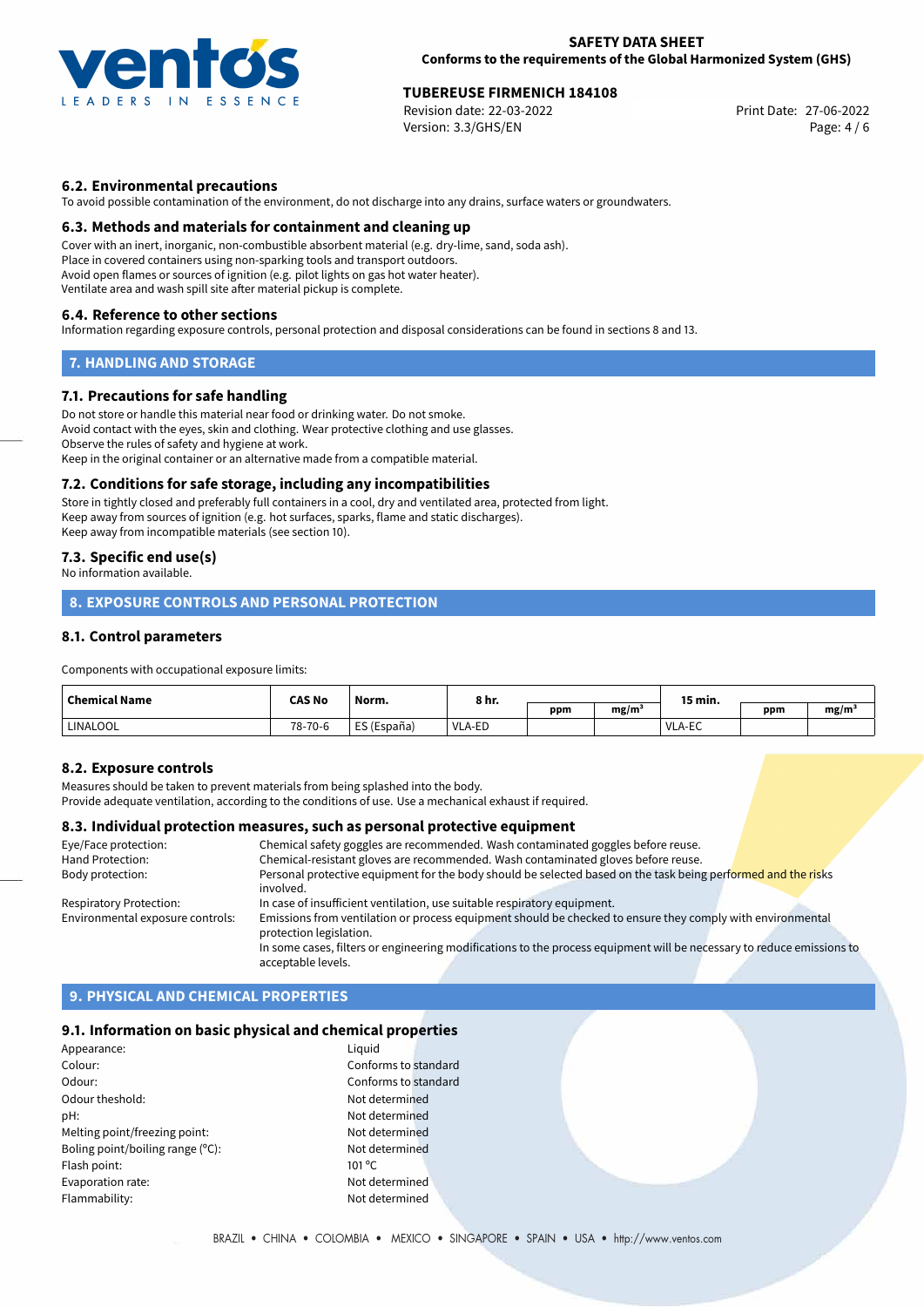### 6.2. Environmental precautions

To avoid possible contamination of the environment, do not discharge into any drains, surface waters or groundwaters.

### 6.3. Methods and materials for containment and cleaning up

Cover with an inert, inorganic, non-combustible absorbent material (e.g. dry-lime, sand, soda ash).
Place in covered containers using non-sparking tools and transport outdoors.
Avoid open flames or sources of ignition (e.g. pilot lights on gas hot water heater).
Ventilate area and wash spill site after material pickup is complete.

### 6.4. Reference to other sections

Information regarding exposure controls, personal protection and disposal considerations can be found in sections 8 and 13.

## 7. HANDLING AND STORAGE

### 7.1. Precautions for safe handling

Do not store or handle this material near food or drinking water. Do not smoke.
Avoid contact with the eyes, skin and clothing. Wear protective clothing and use glasses.
Observe the rules of safety and hygiene at work.
Keep in the original container or an alternative made from a compatible material.

### 7.2. Conditions for safe storage, including any incompatibilities

Store in tightly closed and preferably full containers in a cool, dry and ventilated area, protected from light.
Keep away from sources of ignition (e.g. hot surfaces, sparks, flame and static discharges).
Keep away from incompatible materials (see section 10).

### 7.3. Specific end use(s)

No information available.

## 8. EXPOSURE CONTROLS AND PERSONAL PROTECTION

### 8.1. Control parameters

Components with occupational exposure limits:

| Chemical Name | CAS No | Norm. | 8 hr. | | | 15 min. | | |
|---|---|---|---|---|---|---|---|---|
| | | | | ppm | mg/m³ | | ppm | mg/m³ |
| LINALOOL | 78-70-6 | ES (España) | VLA-ED | | | VLA-EC | | |

### 8.2. Exposure controls

Measures should be taken to prevent materials from being splashed into the body.
Provide adequate ventilation, according to the conditions of use. Use a mechanical exhaust if required.

### 8.3. Individual protection measures, such as personal protective equipment

| | |
|---|---|
| Eye/Face protection: | Chemical safety goggles are recommended. Wash contaminated goggles before reuse. |
| Hand Protection: | Chemical-resistant gloves are recommended. Wash contaminated gloves before reuse. |
| Body protection: | Personal protective equipment for the body should be selected based on the task being performed and the risks involved. |
| Respiratory Protection: | In case of insufficient ventilation, use suitable respiratory equipment. |
| Environmental exposure controls: | Emissions from ventilation or process equipment should be checked to ensure they comply with environmental protection legislation. In some cases, filters or engineering modifications to the process equipment will be necessary to reduce emissions to acceptable levels. |

## 9. PHYSICAL AND CHEMICAL PROPERTIES

### 9.1. Information on basic physical and chemical properties

| | |
|---|---|
| Appearance: | Liquid |
| Colour: | Conforms to standard |
| Odour: | Conforms to standard |
| Odour theshold: | Not determined |
| pH: | Not determined |
| Melting point/freezing point: | Not determined |
| Boling point/boiling range (°C): | Not determined |
| Flash point: | 101 °C |
| Evaporation rate: | Not determined |
| Flammability: | Not determined |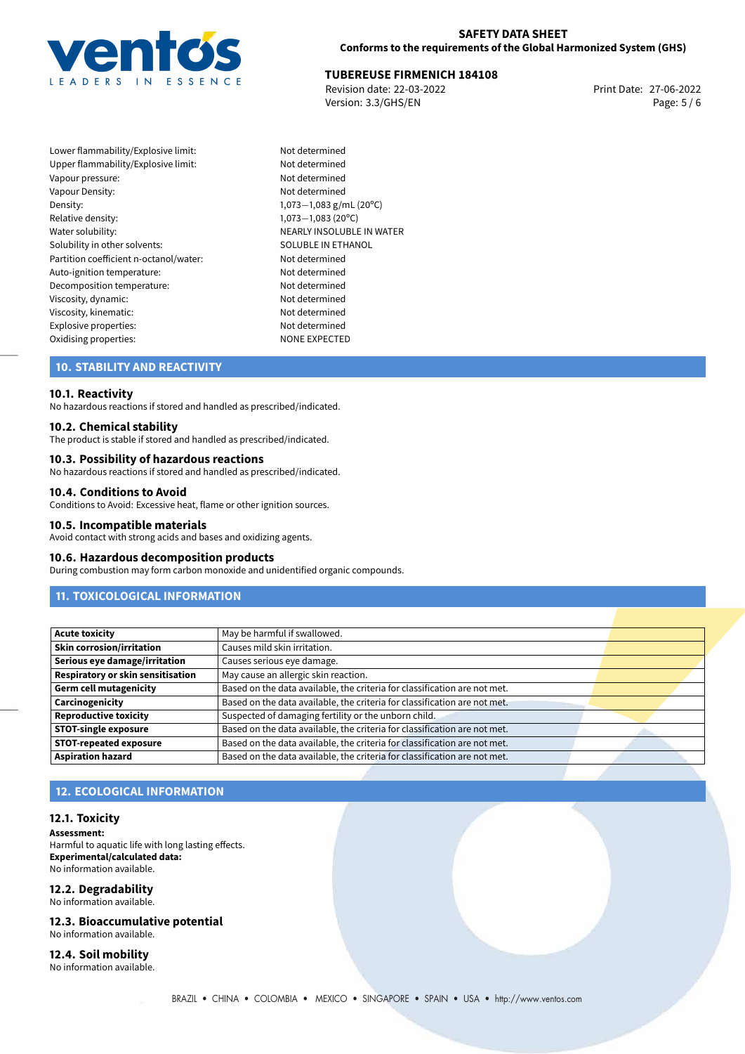| | |
|---|---|
| Lower flammability/Explosive limit: | Not determined |
| Upper flammability/Explosive limit: | Not determined |
| Vapour pressure: | Not determined |
| Vapour Density: | Not determined |
| Density: | 1,073−1,083 g/mL (20°C) |
| Relative density: | 1,073−1,083 (20°C) |
| Water solubility: | NEARLY INSOLUBLE IN WATER |
| Solubility in other solvents: | SOLUBLE IN ETHANOL |
| Partition coefficient n-octanol/water: | Not determined |
| Auto-ignition temperature: | Not determined |
| Decomposition temperature: | Not determined |
| Viscosity, dynamic: | Not determined |
| Viscosity, kinematic: | Not determined |
| Explosive properties: | Not determined |
| Oxidising properties: | NONE EXPECTED |

## 10. STABILITY AND REACTIVITY

### 10.1. Reactivity
No hazardous reactions if stored and handled as prescribed/indicated.

### 10.2. Chemical stability
The product is stable if stored and handled as prescribed/indicated.

### 10.3. Possibility of hazardous reactions
No hazardous reactions if stored and handled as prescribed/indicated.

### 10.4. Conditions to Avoid
Conditions to Avoid: Excessive heat, flame or other ignition sources.

### 10.5. Incompatible materials
Avoid contact with strong acids and bases and oxidizing agents.

### 10.6. Hazardous decomposition products
During combustion may form carbon monoxide and unidentified organic compounds.

## 11. TOXICOLOGICAL INFORMATION

| | |
|---|---|
| **Acute toxicity** | May be harmful if swallowed. |
| **Skin corrosion/irritation** | Causes mild skin irritation. |
| **Serious eye damage/irritation** | Causes serious eye damage. |
| **Respiratory or skin sensitisation** | May cause an allergic skin reaction. |
| **Germ cell mutagenicity** | Based on the data available, the criteria for classification are not met. |
| **Carcinogenicity** | Based on the data available, the criteria for classification are not met. |
| **Reproductive toxicity** | Suspected of damaging fertility or the unborn child. |
| **STOT-single exposure** | Based on the data available, the criteria for classification are not met. |
| **STOT-repeated exposure** | Based on the data available, the criteria for classification are not met. |
| **Aspiration hazard** | Based on the data available, the criteria for classification are not met. |

## 12. ECOLOGICAL INFORMATION

### 12.1. Toxicity
**Assessment:**
Harmful to aquatic life with long lasting effects.
**Experimental/calculated data:**
No information available.

### 12.2. Degradability
No information available.

### 12.3. Bioaccumulative potential
No information available.

### 12.4. Soil mobility
No information available.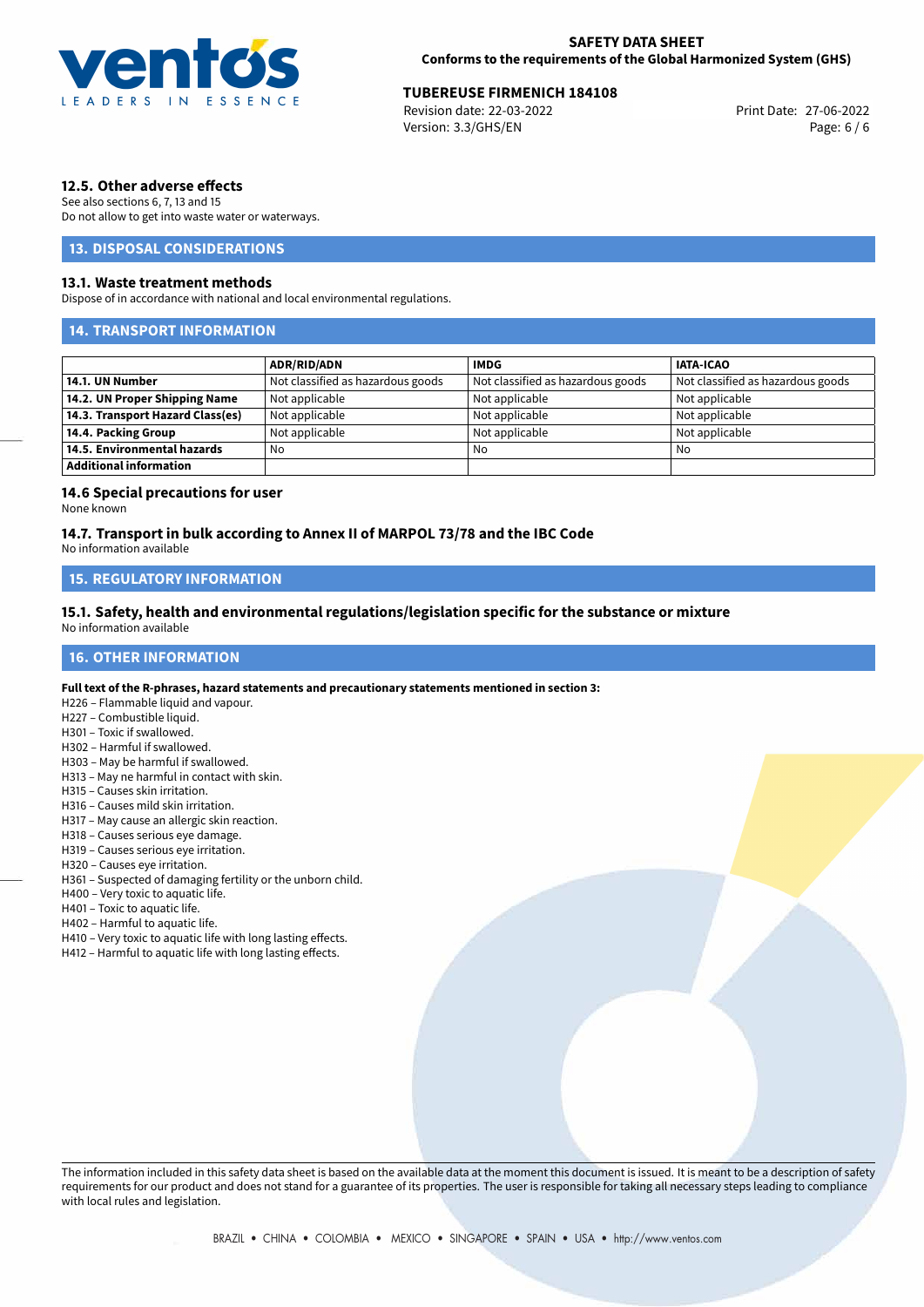## 12.5. Other adverse effects

See also sections 6, 7, 13 and 15
Do not allow to get into waste water or waterways.

## 13. DISPOSAL CONSIDERATIONS

### 13.1. Waste treatment methods

Dispose of in accordance with national and local environmental regulations.

## 14. TRANSPORT INFORMATION

| | ADR/RID/ADN | IMDG | IATA-ICAO |
|---|---|---|---|
| **14.1. UN Number** | Not classified as hazardous goods | Not classified as hazardous goods | Not classified as hazardous goods |
| **14.2. UN Proper Shipping Name** | Not applicable | Not applicable | Not applicable |
| **14.3. Transport Hazard Class(es)** | Not applicable | Not applicable | Not applicable |
| **14.4. Packing Group** | Not applicable | Not applicable | Not applicable |
| **14.5. Environmental hazards** | No | No | No |
| **Additional information** | | | |

### 14.6 Special precautions for user

None known

### 14.7. Transport in bulk according to Annex II of MARPOL 73/78 and the IBC Code

No information available

## 15. REGULATORY INFORMATION

### 15.1. Safety, health and environmental regulations/legislation specific for the substance or mixture

No information available

## 16. OTHER INFORMATION

**Full text of the R-phrases, hazard statements and precautionary statements mentioned in section 3:**

H226 – Flammable liquid and vapour.
H227 – Combustible liquid.
H301 – Toxic if swallowed.
H302 – Harmful if swallowed.
H303 – May be harmful if swallowed.
H313 – May ne harmful in contact with skin.
H315 – Causes skin irritation.
H316 – Causes mild skin irritation.
H317 – May cause an allergic skin reaction.
H318 – Causes serious eye damage.
H319 – Causes serious eye irritation.
H320 – Causes eye irritation.
H361 – Suspected of damaging fertility or the unborn child.
H400 – Very toxic to aquatic life.
H401 – Toxic to aquatic life.
H402 – Harmful to aquatic life.
H410 – Very toxic to aquatic life with long lasting effects.
H412 – Harmful to aquatic life with long lasting effects.

The information included in this safety data sheet is based on the available data at the moment this document is issued. It is meant to be a description of safety requirements for our product and does not stand for a guarantee of its properties. The user is responsible for taking all necessary steps leading to compliance with local rules and legislation.